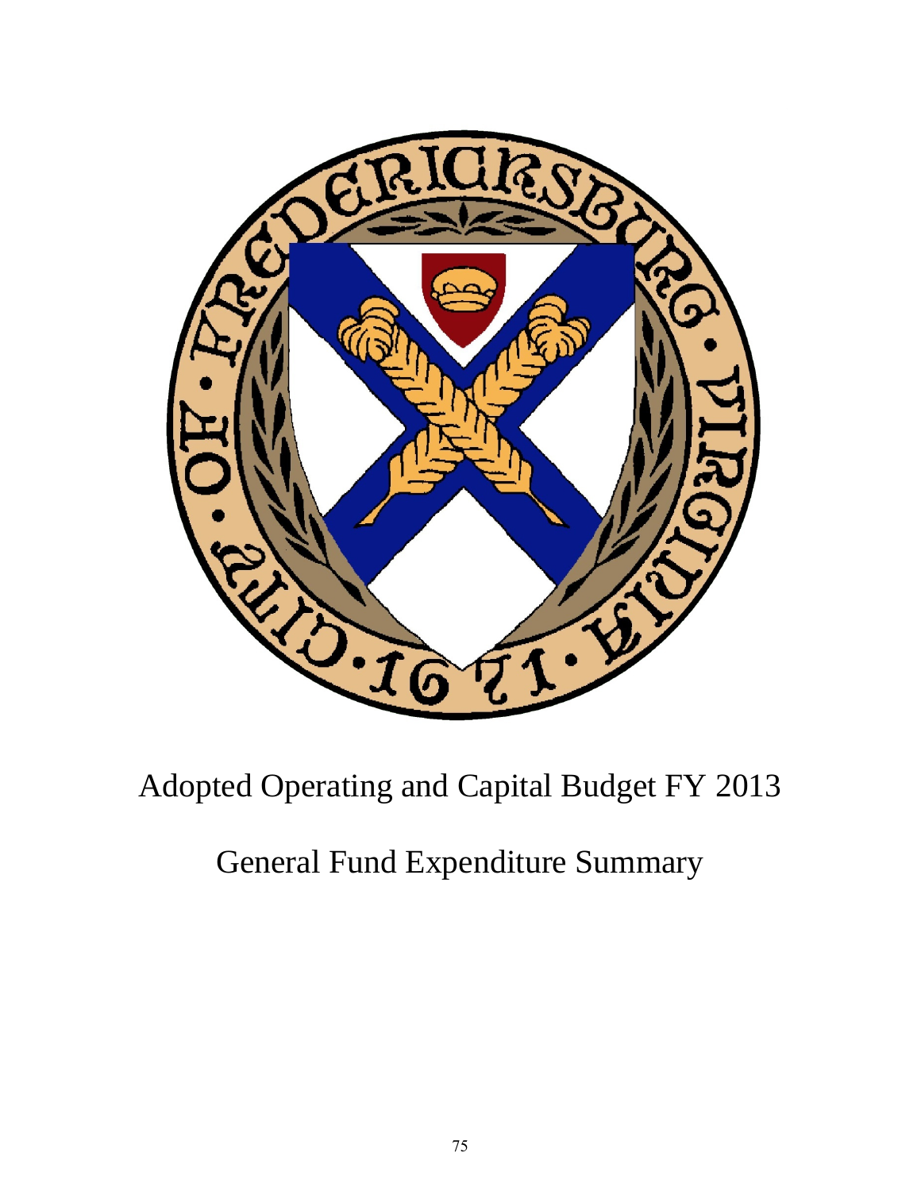# Adopted Operating and Capital Budget FY 2013

## General Fund Expenditure Summary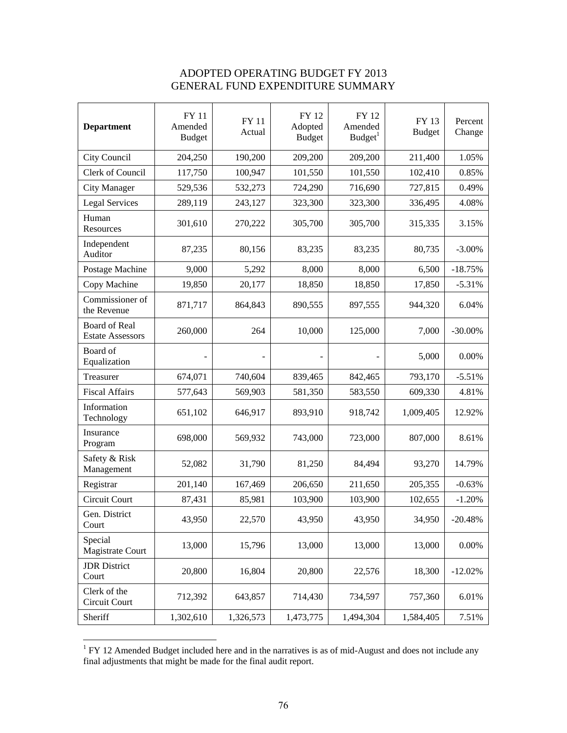# ADOPTED OPERATING BUDGET FY 2013
## GENERAL FUND EXPENDITURE SUMMARY

| Department | FY 11 Amended Budget | FY 11 Actual | FY 12 Adopted Budget | FY 12 Amended Budget[1] | FY 13 Budget | Percent Change |
|---|---|---|---|---|---|---|
| City Council | 204,250 | 190,200 | 209,200 | 209,200 | 211,400 | 1.05% |
| Clerk of Council | 117,750 | 100,947 | 101,550 | 101,550 | 102,410 | 0.85% |
| City Manager | 529,536 | 532,273 | 724,290 | 716,690 | 727,815 | 0.49% |
| Legal Services | 289,119 | 243,127 | 323,300 | 323,300 | 336,495 | 4.08% |
| Human Resources | 301,610 | 270,222 | 305,700 | 305,700 | 315,335 | 3.15% |
| Independent Auditor | 87,235 | 80,156 | 83,235 | 83,235 | 80,735 | -3.00% |
| Postage Machine | 9,000 | 5,292 | 8,000 | 8,000 | 6,500 | -18.75% |
| Copy Machine | 19,850 | 20,177 | 18,850 | 18,850 | 17,850 | -5.31% |
| Commissioner of the Revenue | 871,717 | 864,843 | 890,555 | 897,555 | 944,320 | 6.04% |
| Board of Real Estate Assessors | 260,000 | 264 | 10,000 | 125,000 | 7,000 | -30.00% |
| Board of Equalization | - | - | - | - | 5,000 | 0.00% |
| Treasurer | 674,071 | 740,604 | 839,465 | 842,465 | 793,170 | -5.51% |
| Fiscal Affairs | 577,643 | 569,903 | 581,350 | 583,550 | 609,330 | 4.81% |
| Information Technology | 651,102 | 646,917 | 893,910 | 918,742 | 1,009,405 | 12.92% |
| Insurance Program | 698,000 | 569,932 | 743,000 | 723,000 | 807,000 | 8.61% |
| Safety & Risk Management | 52,082 | 31,790 | 81,250 | 84,494 | 93,270 | 14.79% |
| Registrar | 201,140 | 167,469 | 206,650 | 211,650 | 205,355 | -0.63% |
| Circuit Court | 87,431 | 85,981 | 103,900 | 103,900 | 102,655 | -1.20% |
| Gen. District Court | 43,950 | 22,570 | 43,950 | 43,950 | 34,950 | -20.48% |
| Special Magistrate Court | 13,000 | 15,796 | 13,000 | 13,000 | 13,000 | 0.00% |
| JDR District Court | 20,800 | 16,804 | 20,800 | 22,576 | 18,300 | -12.02% |
| Clerk of the Circuit Court | 712,392 | 643,857 | 714,430 | 734,597 | 757,360 | 6.01% |
| Sheriff | 1,302,610 | 1,326,573 | 1,473,775 | 1,494,304 | 1,584,405 | 7.51% |

[1] FY 12 Amended Budget included here and in the narratives is as of mid-August and does not include any final adjustments that might be made for the final audit report.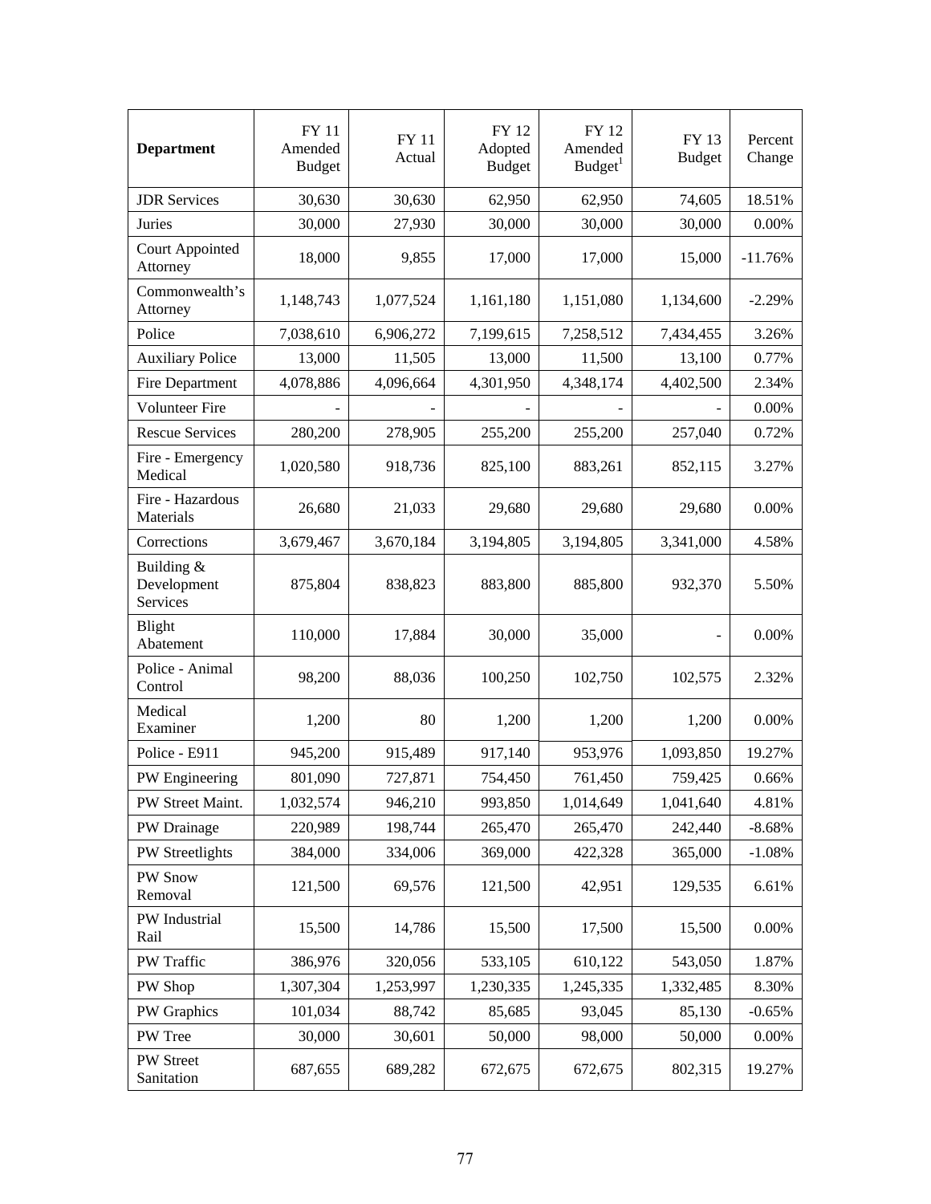| Department | FY 11 Amended Budget | FY 11 Actual | FY 12 Adopted Budget | FY 12 Amended Budget[1] | FY 13 Budget | Percent Change |
|---|---|---|---|---|---|---|
| JDR Services | 30,630 | 30,630 | 62,950 | 62,950 | 74,605 | 18.51% |
| Juries | 30,000 | 27,930 | 30,000 | 30,000 | 30,000 | 0.00% |
| Court Appointed Attorney | 18,000 | 9,855 | 17,000 | 17,000 | 15,000 | -11.76% |
| Commonwealth's Attorney | 1,148,743 | 1,077,524 | 1,161,180 | 1,151,080 | 1,134,600 | -2.29% |
| Police | 7,038,610 | 6,906,272 | 7,199,615 | 7,258,512 | 7,434,455 | 3.26% |
| Auxiliary Police | 13,000 | 11,505 | 13,000 | 11,500 | 13,100 | 0.77% |
| Fire Department | 4,078,886 | 4,096,664 | 4,301,950 | 4,348,174 | 4,402,500 | 2.34% |
| Volunteer Fire | - | - | - | - | - | 0.00% |
| Rescue Services | 280,200 | 278,905 | 255,200 | 255,200 | 257,040 | 0.72% |
| Fire - Emergency Medical | 1,020,580 | 918,736 | 825,100 | 883,261 | 852,115 | 3.27% |
| Fire - Hazardous Materials | 26,680 | 21,033 | 29,680 | 29,680 | 29,680 | 0.00% |
| Corrections | 3,679,467 | 3,670,184 | 3,194,805 | 3,194,805 | 3,341,000 | 4.58% |
| Building & Development Services | 875,804 | 838,823 | 883,800 | 885,800 | 932,370 | 5.50% |
| Blight Abatement | 110,000 | 17,884 | 30,000 | 35,000 | - | 0.00% |
| Police - Animal Control | 98,200 | 88,036 | 100,250 | 102,750 | 102,575 | 2.32% |
| Medical Examiner | 1,200 | 80 | 1,200 | 1,200 | 1,200 | 0.00% |
| Police - E911 | 945,200 | 915,489 | 917,140 | 953,976 | 1,093,850 | 19.27% |
| PW Engineering | 801,090 | 727,871 | 754,450 | 761,450 | 759,425 | 0.66% |
| PW Street Maint. | 1,032,574 | 946,210 | 993,850 | 1,014,649 | 1,041,640 | 4.81% |
| PW Drainage | 220,989 | 198,744 | 265,470 | 265,470 | 242,440 | -8.68% |
| PW Streetlights | 384,000 | 334,006 | 369,000 | 422,328 | 365,000 | -1.08% |
| PW Snow Removal | 121,500 | 69,576 | 121,500 | 42,951 | 129,535 | 6.61% |
| PW Industrial Rail | 15,500 | 14,786 | 15,500 | 17,500 | 15,500 | 0.00% |
| PW Traffic | 386,976 | 320,056 | 533,105 | 610,122 | 543,050 | 1.87% |
| PW Shop | 1,307,304 | 1,253,997 | 1,230,335 | 1,245,335 | 1,332,485 | 8.30% |
| PW Graphics | 101,034 | 88,742 | 85,685 | 93,045 | 85,130 | -0.65% |
| PW Tree | 30,000 | 30,601 | 50,000 | 98,000 | 50,000 | 0.00% |
| PW Street Sanitation | 687,655 | 689,282 | 672,675 | 672,675 | 802,315 | 19.27% |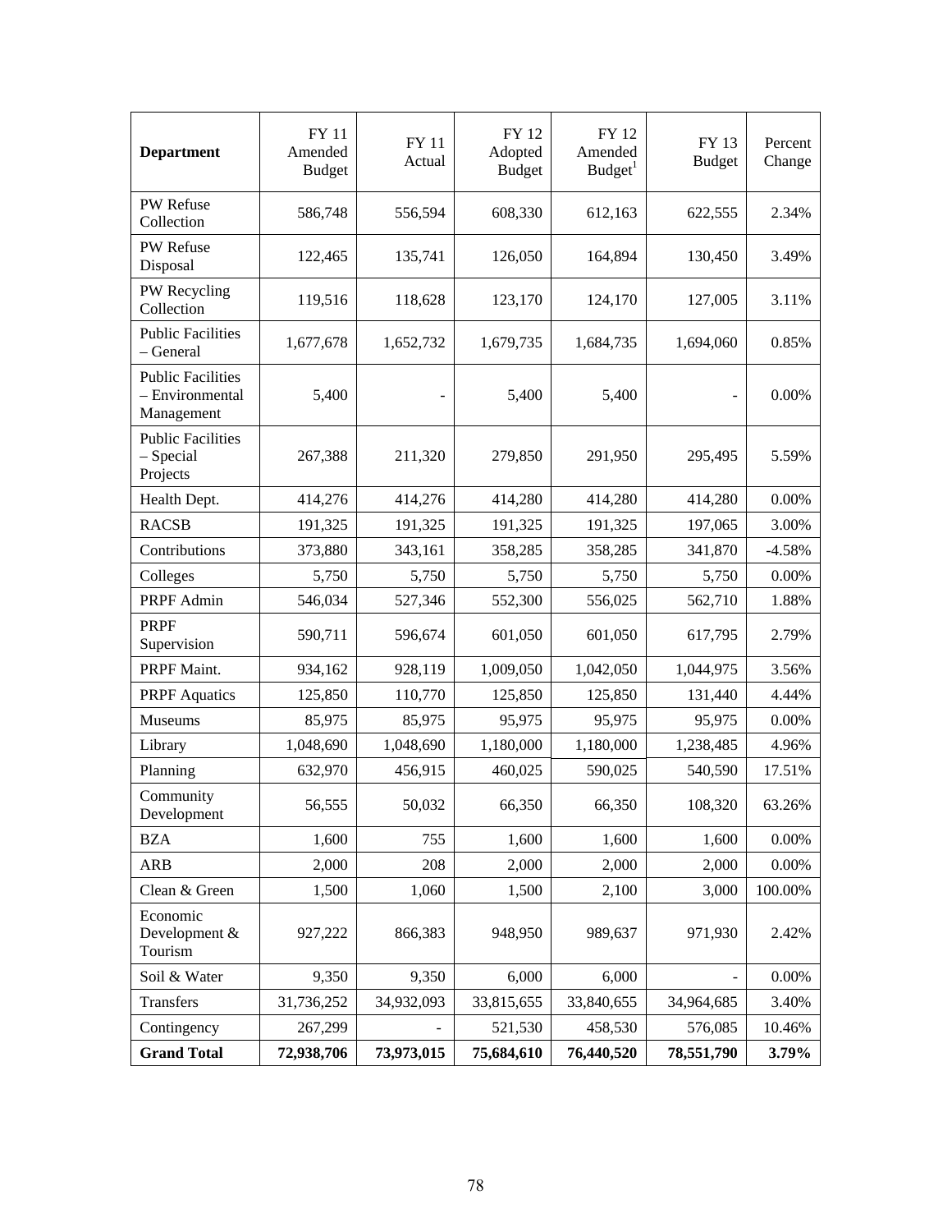| Department | FY 11 Amended Budget | FY 11 Actual | FY 12 Adopted Budget | FY 12 Amended Budget[1] | FY 13 Budget | Percent Change |
|---|---|---|---|---|---|---|
| PW Refuse Collection | 586,748 | 556,594 | 608,330 | 612,163 | 622,555 | 2.34% |
| PW Refuse Disposal | 122,465 | 135,741 | 126,050 | 164,894 | 130,450 | 3.49% |
| PW Recycling Collection | 119,516 | 118,628 | 123,170 | 124,170 | 127,005 | 3.11% |
| Public Facilities – General | 1,677,678 | 1,652,732 | 1,679,735 | 1,684,735 | 1,694,060 | 0.85% |
| Public Facilities – Environmental Management | 5,400 | - | 5,400 | 5,400 | - | 0.00% |
| Public Facilities – Special Projects | 267,388 | 211,320 | 279,850 | 291,950 | 295,495 | 5.59% |
| Health Dept. | 414,276 | 414,276 | 414,280 | 414,280 | 414,280 | 0.00% |
| RACSB | 191,325 | 191,325 | 191,325 | 191,325 | 197,065 | 3.00% |
| Contributions | 373,880 | 343,161 | 358,285 | 358,285 | 341,870 | -4.58% |
| Colleges | 5,750 | 5,750 | 5,750 | 5,750 | 5,750 | 0.00% |
| PRPF Admin | 546,034 | 527,346 | 552,300 | 556,025 | 562,710 | 1.88% |
| PRPF Supervision | 590,711 | 596,674 | 601,050 | 601,050 | 617,795 | 2.79% |
| PRPF Maint. | 934,162 | 928,119 | 1,009,050 | 1,042,050 | 1,044,975 | 3.56% |
| PRPF Aquatics | 125,850 | 110,770 | 125,850 | 125,850 | 131,440 | 4.44% |
| Museums | 85,975 | 85,975 | 95,975 | 95,975 | 95,975 | 0.00% |
| Library | 1,048,690 | 1,048,690 | 1,180,000 | 1,180,000 | 1,238,485 | 4.96% |
| Planning | 632,970 | 456,915 | 460,025 | 590,025 | 540,590 | 17.51% |
| Community Development | 56,555 | 50,032 | 66,350 | 66,350 | 108,320 | 63.26% |
| BZA | 1,600 | 755 | 1,600 | 1,600 | 1,600 | 0.00% |
| ARB | 2,000 | 208 | 2,000 | 2,000 | 2,000 | 0.00% |
| Clean & Green | 1,500 | 1,060 | 1,500 | 2,100 | 3,000 | 100.00% |
| Economic Development & Tourism | 927,222 | 866,383 | 948,950 | 989,637 | 971,930 | 2.42% |
| Soil & Water | 9,350 | 9,350 | 6,000 | 6,000 | - | 0.00% |
| Transfers | 31,736,252 | 34,932,093 | 33,815,655 | 33,840,655 | 34,964,685 | 3.40% |
| Contingency | 267,299 | - | 521,530 | 458,530 | 576,085 | 10.46% |
| **Grand Total** | **72,938,706** | **73,973,015** | **75,684,610** | **76,440,520** | **78,551,790** | **3.79%** |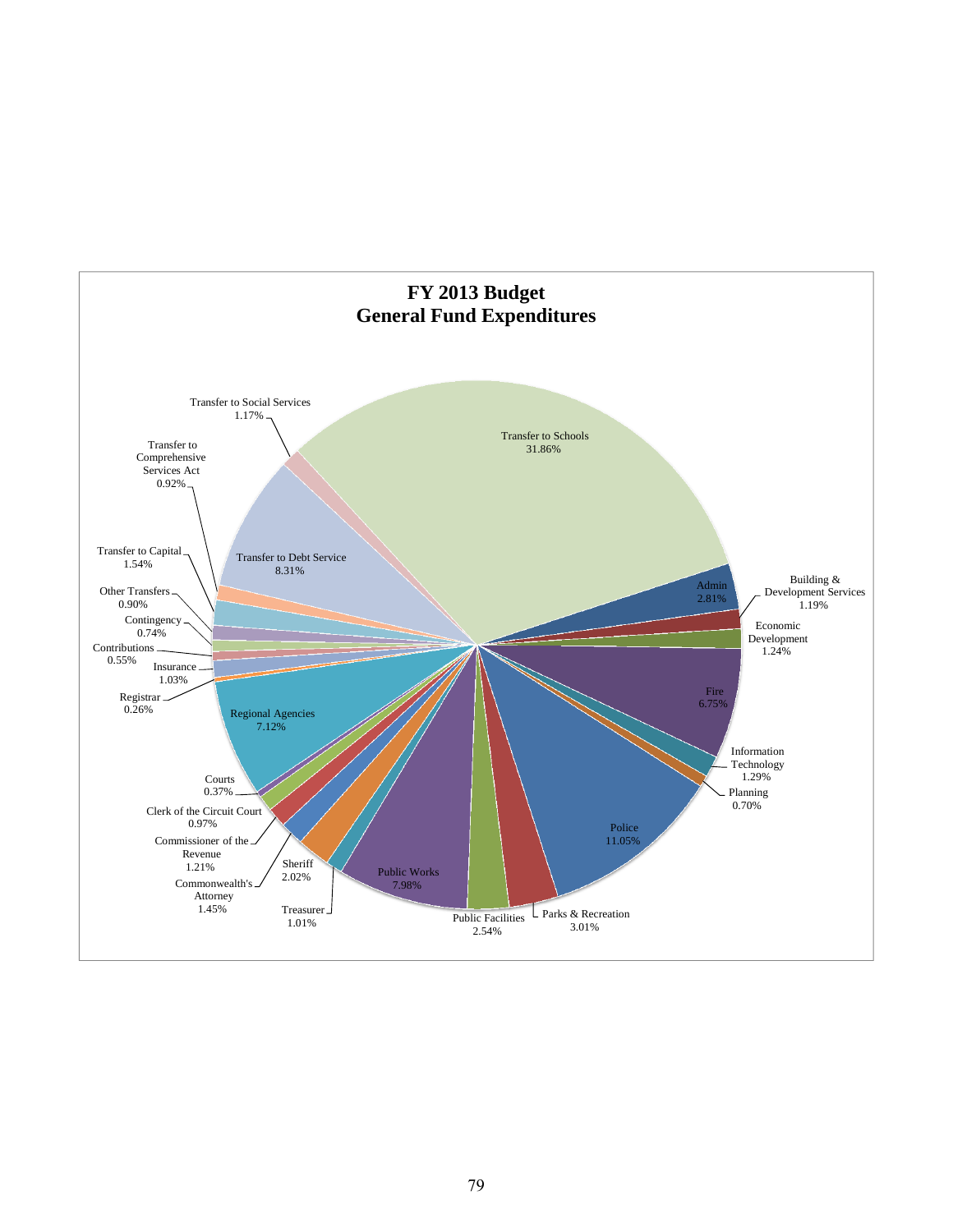# FY 2013 Budget
## General Fund Expenditures

| Category | Percentage |
|---|---|
| Transfer to Schools | 31.86% |
| Admin | 2.81% |
| Building & Development Services | 1.19% |
| Economic Development | 1.24% |
| Fire | 6.75% |
| Information Technology | 1.29% |
| Planning | 0.70% |
| Police | 11.05% |
| Parks & Recreation | 3.01% |
| Public Facilities | 2.54% |
| Public Works | 7.98% |
| Treasurer | 1.01% |
| Sheriff | 2.02% |
| Commonwealth's Attorney | 1.45% |
| Commissioner of the Revenue | 1.21% |
| Clerk of the Circuit Court | 0.97% |
| Courts | 0.37% |
| Regional Agencies | 7.12% |
| Registrar | 0.26% |
| Insurance | 1.03% |
| Contributions | 0.55% |
| Contingency | 0.74% |
| Other Transfers | 0.90% |
| Transfer to Capital | 1.54% |
| Transfer to Debt Service | 8.31% |
| Transfer to Comprehensive Services Act | 0.92% |
| Transfer to Social Services | 1.17% |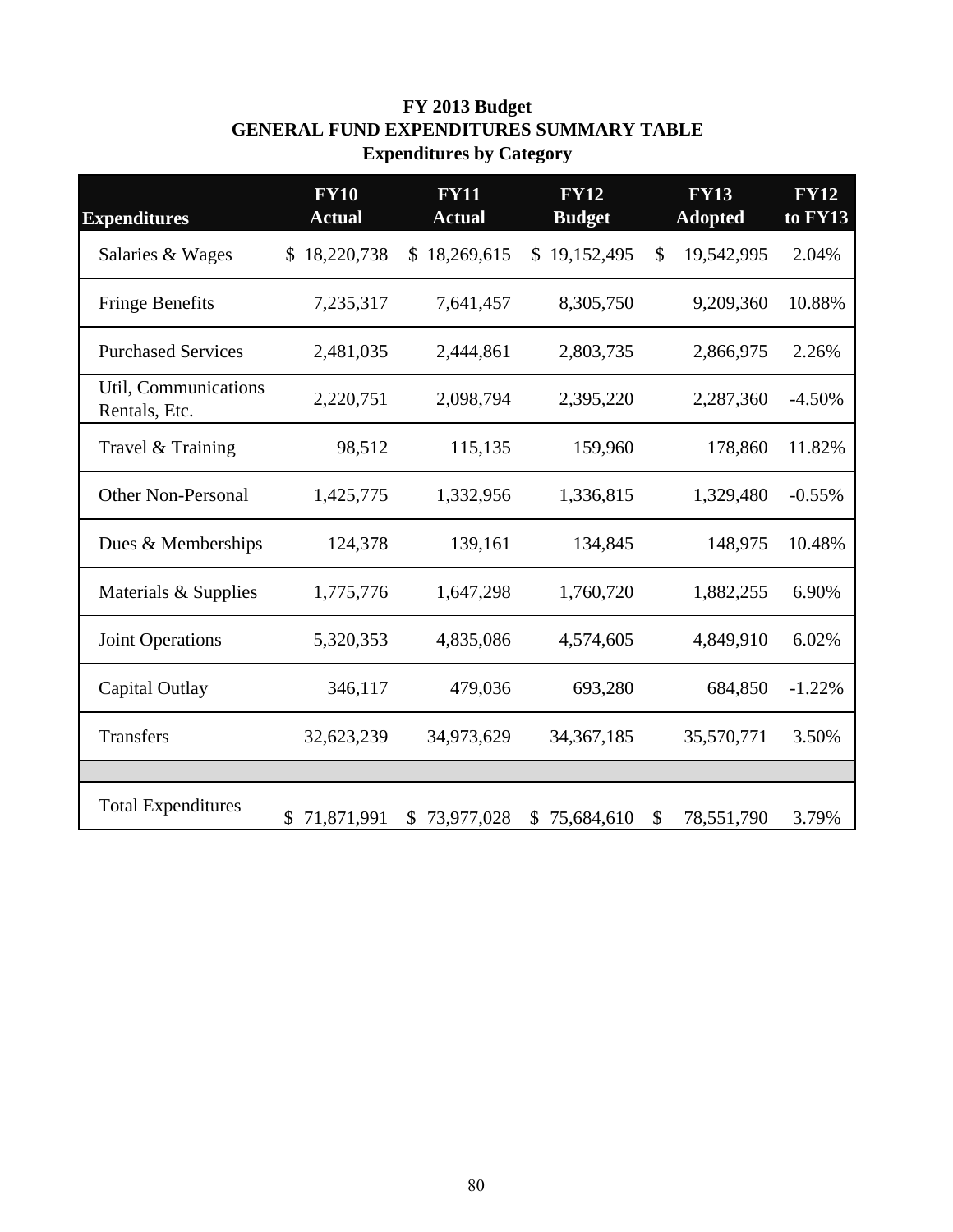# FY 2013 Budget
## GENERAL FUND EXPENDITURES SUMMARY TABLE
### Expenditures by Category

| Expenditures | FY10 Actual | FY11 Actual | FY12 Budget | FY13 Adopted | FY12 to FY13 |
|---|---|---|---|---|---|
| Salaries & Wages | $ 18,220,738 | $ 18,269,615 | $ 19,152,495 | $ 19,542,995 | 2.04% |
| Fringe Benefits | 7,235,317 | 7,641,457 | 8,305,750 | 9,209,360 | 10.88% |
| Purchased Services | 2,481,035 | 2,444,861 | 2,803,735 | 2,866,975 | 2.26% |
| Util, Communications Rentals, Etc. | 2,220,751 | 2,098,794 | 2,395,220 | 2,287,360 | -4.50% |
| Travel & Training | 98,512 | 115,135 | 159,960 | 178,860 | 11.82% |
| Other Non-Personal | 1,425,775 | 1,332,956 | 1,336,815 | 1,329,480 | -0.55% |
| Dues & Memberships | 124,378 | 139,161 | 134,845 | 148,975 | 10.48% |
| Materials & Supplies | 1,775,776 | 1,647,298 | 1,760,720 | 1,882,255 | 6.90% |
| Joint Operations | 5,320,353 | 4,835,086 | 4,574,605 | 4,849,910 | 6.02% |
| Capital Outlay | 346,117 | 479,036 | 693,280 | 684,850 | -1.22% |
| Transfers | 32,623,239 | 34,973,629 | 34,367,185 | 35,570,771 | 3.50% |
| | | | | | |
| Total Expenditures | $ 71,871,991 | $ 73,977,028 | $ 75,684,610 | $ 78,551,790 | 3.79% |